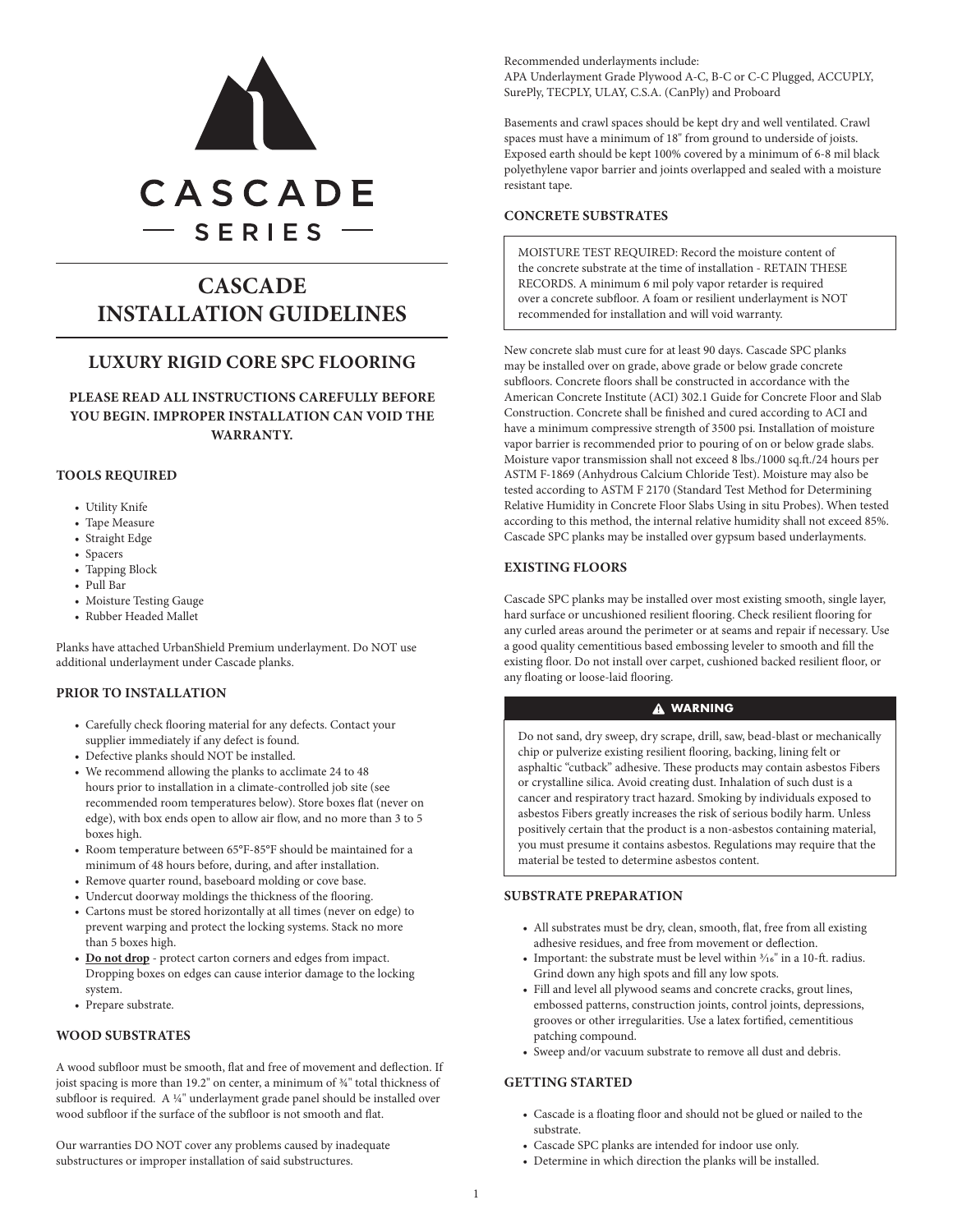# CASCADE SERIES

# CASCADE INSTALLATION GUIDELINES

## LUXURY RIGID CORE SPC FLOORING

**PLEASE READ ALL INSTRUCTIONS CAREFULLY BEFORE YOU BEGIN. IMPROPER INSTALLATION CAN VOID THE WARRANTY.**

### TOOLS REQUIRED

- Utility Knife
- Tape Measure
- Straight Edge
- Spacers
- Tapping Block
- Pull Bar
- Moisture Testing Gauge
- Rubber Headed Mallet

Planks have attached UrbanShield Premium underlayment. Do NOT use additional underlayment under Cascade planks.

### PRIOR TO INSTALLATION

- Carefully check flooring material for any defects. Contact your supplier immediately if any defect is found.
- Defective planks should NOT be installed.
- We recommend allowing the planks to acclimate 24 to 48 hours prior to installation in a climate-controlled job site (see recommended room temperatures below). Store boxes flat (never on edge), with box ends open to allow air flow, and no more than 3 to 5 boxes high.
- Room temperature between 65°F-85°F should be maintained for a minimum of 48 hours before, during, and after installation.
- Remove quarter round, baseboard molding or cove base.
- Undercut doorway moldings the thickness of the flooring.
- Cartons must be stored horizontally at all times (never on edge) to prevent warping and protect the locking systems. Stack no more than 5 boxes high.
- **Do not drop** - protect carton corners and edges from impact. Dropping boxes on edges can cause interior damage to the locking system.
- Prepare substrate.

### WOOD SUBSTRATES

A wood subfloor must be smooth, flat and free of movement and deflection. If joist spacing is more than 19.2" on center, a minimum of ¾" total thickness of subfloor is required. A ¼" underlayment grade panel should be installed over wood subfloor if the surface of the subfloor is not smooth and flat.

Our warranties DO NOT cover any problems caused by inadequate substructures or improper installation of said substructures.

Recommended underlayments include:
APA Underlayment Grade Plywood A-C, B-C or C-C Plugged, ACCUPLY, SurePly, TECPLY, ULAY, C.S.A. (CanPly) and Proboard

Basements and crawl spaces should be kept dry and well ventilated. Crawl spaces must have a minimum of 18" from ground to underside of joists. Exposed earth should be kept 100% covered by a minimum of 6-8 mil black polyethylene vapor barrier and joints overlapped and sealed with a moisture resistant tape.

### CONCRETE SUBSTRATES

MOISTURE TEST REQUIRED: Record the moisture content of the concrete substrate at the time of installation - RETAIN THESE RECORDS. A minimum 6 mil poly vapor retarder is required over a concrete subfloor. A foam or resilient underlayment is NOT recommended for installation and will void warranty.

New concrete slab must cure for at least 90 days. Cascade SPC planks may be installed over on grade, above grade or below grade concrete subfloors. Concrete floors shall be constructed in accordance with the American Concrete Institute (ACI) 302.1 Guide for Concrete Floor and Slab Construction. Concrete shall be finished and cured according to ACI and have a minimum compressive strength of 3500 psi. Installation of moisture vapor barrier is recommended prior to pouring of on or below grade slabs. Moisture vapor transmission shall not exceed 8 lbs./1000 sq.ft./24 hours per ASTM F-1869 (Anhydrous Calcium Chloride Test). Moisture may also be tested according to ASTM F 2170 (Standard Test Method for Determining Relative Humidity in Concrete Floor Slabs Using in situ Probes). When tested according to this method, the internal relative humidity shall not exceed 85%. Cascade SPC planks may be installed over gypsum based underlayments.

### EXISTING FLOORS

Cascade SPC planks may be installed over most existing smooth, single layer, hard surface or uncushioned resilient flooring. Check resilient flooring for any curled areas around the perimeter or at seams and repair if necessary. Use a good quality cementitious based embossing leveler to smooth and fill the existing floor. Do not install over carpet, cushioned backed resilient floor, or any floating or loose-laid flooring.

**⚠ WARNING**

Do not sand, dry sweep, dry scrape, drill, saw, bead-blast or mechanically chip or pulverize existing resilient flooring, backing, lining felt or asphaltic "cutback" adhesive. These products may contain asbestos Fibers or crystalline silica. Avoid creating dust. Inhalation of such dust is a cancer and respiratory tract hazard. Smoking by individuals exposed to asbestos Fibers greatly increases the risk of serious bodily harm. Unless positively certain that the product is a non-asbestos containing material, you must presume it contains asbestos. Regulations may require that the material be tested to determine asbestos content.

### SUBSTRATE PREPARATION

- All substrates must be dry, clean, smooth, flat, free from all existing adhesive residues, and free from movement or deflection.
- Important: the substrate must be level within 3/16" in a 10-ft. radius. Grind down any high spots and fill any low spots.
- Fill and level all plywood seams and concrete cracks, grout lines, embossed patterns, construction joints, control joints, depressions, grooves or other irregularities. Use a latex fortified, cementitious patching compound.
- Sweep and/or vacuum substrate to remove all dust and debris.

### GETTING STARTED

- Cascade is a floating floor and should not be glued or nailed to the substrate.
- Cascade SPC planks are intended for indoor use only.
- Determine in which direction the planks will be installed.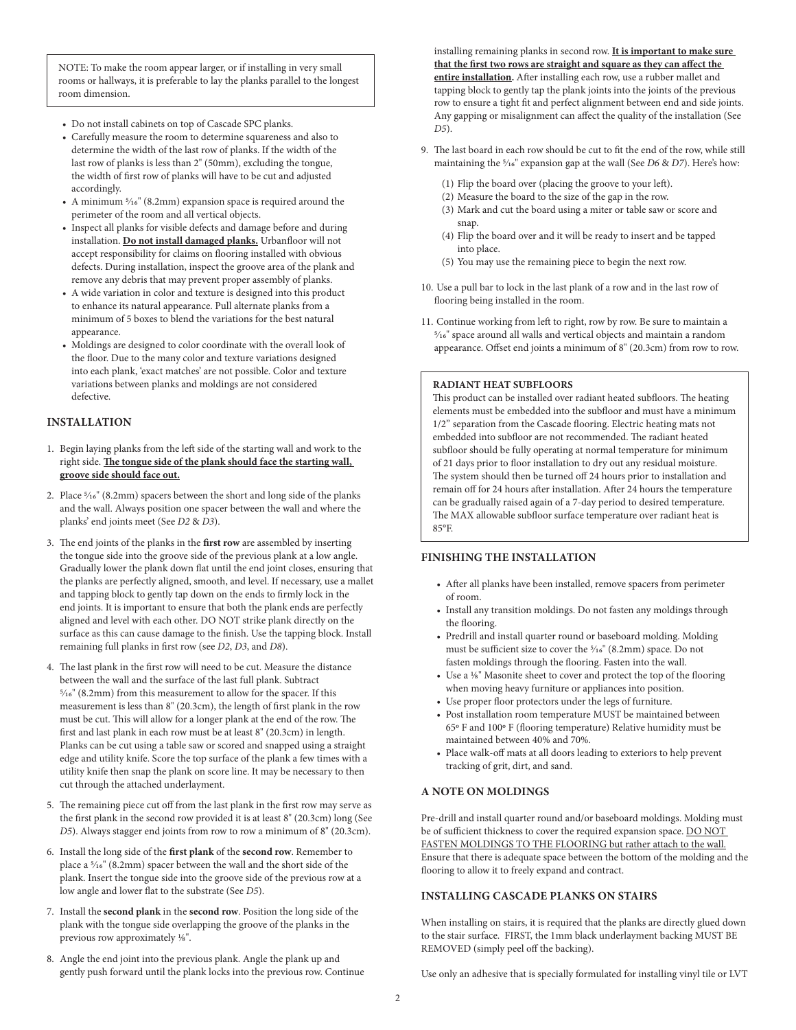NOTE: To make the room appear larger, or if installing in very small rooms or hallways, it is preferable to lay the planks parallel to the longest room dimension.

- Do not install cabinets on top of Cascade SPC planks.
- Carefully measure the room to determine squareness and also to determine the width of the last row of planks. If the width of the last row of planks is less than 2" (50mm), excluding the tongue, the width of first row of planks will have to be cut and adjusted accordingly.
- A minimum ⁵⁄₁₆" (8.2mm) expansion space is required around the perimeter of the room and all vertical objects.
- Inspect all planks for visible defects and damage before and during installation. **Do not install damaged planks.** Urbanfloor will not accept responsibility for claims on flooring installed with obvious defects. During installation, inspect the groove area of the plank and remove any debris that may prevent proper assembly of planks.
- A wide variation in color and texture is designed into this product to enhance its natural appearance. Pull alternate planks from a minimum of 5 boxes to blend the variations for the best natural appearance.
- Moldings are designed to color coordinate with the overall look of the floor. Due to the many color and texture variations designed into each plank, 'exact matches' are not possible. Color and texture variations between planks and moldings are not considered defective.

## INSTALLATION

1. Begin laying planks from the left side of the starting wall and work to the right side. **The tongue side of the plank should face the starting wall, groove side should face out.**
2. Place ⁵⁄₁₆" (8.2mm) spacers between the short and long side of the planks and the wall. Always position one spacer between the wall and where the planks' end joints meet (See *D2* & *D3*).
3. The end joints of the planks in the **first row** are assembled by inserting the tongue side into the groove side of the previous plank at a low angle. Gradually lower the plank down flat until the end joint closes, ensuring that the planks are perfectly aligned, smooth, and level. If necessary, use a mallet and tapping block to gently tap down on the ends to firmly lock in the end joints. It is important to ensure that both the plank ends are perfectly aligned and level with each other. DO NOT strike plank directly on the surface as this can cause damage to the finish. Use the tapping block. Install remaining full planks in first row (see *D2*, *D3*, and *D8*).
4. The last plank in the first row will need to be cut. Measure the distance between the wall and the surface of the last full plank. Subtract ⁵⁄₁₆" (8.2mm) from this measurement to allow for the spacer. If this measurement is less than 8" (20.3cm), the length of first plank in the row must be cut. This will allow for a longer plank at the end of the row. The first and last plank in each row must be at least 8" (20.3cm) in length. Planks can be cut using a table saw or scored and snapped using a straight edge and utility knife. Score the top surface of the plank a few times with a utility knife then snap the plank on score line. It may be necessary to then cut through the attached underlayment.
5. The remaining piece cut off from the last plank in the first row may serve as the first plank in the second row provided it is at least 8" (20.3cm) long (See *D5*). Always stagger end joints from row to row a minimum of 8" (20.3cm).
6. Install the long side of the **first plank** of the **second row**. Remember to place a ⁵⁄₁₆" (8.2mm) spacer between the wall and the short side of the plank. Insert the tongue side into the groove side of the previous row at a low angle and lower flat to the substrate (See *D5*).
7. Install the **second plank** in the **second row**. Position the long side of the plank with the tongue side overlapping the groove of the planks in the previous row approximately ⅛".
8. Angle the end joint into the previous plank. Angle the plank up and gently push forward until the plank locks into the previous row. Continue installing remaining planks in second row. **It is important to make sure that the first two rows are straight and square as they can affect the entire installation.** After installing each row, use a rubber mallet and tapping block to gently tap the plank joints into the joints of the previous row to ensure a tight fit and perfect alignment between end and side joints. Any gapping or misalignment can affect the quality of the installation (See *D5*).
9. The last board in each row should be cut to fit the end of the row, while still maintaining the ⁵⁄₁₆" expansion gap at the wall (See *D6* & *D7*). Here's how:
   (1) Flip the board over (placing the groove to your left).
   (2) Measure the board to the size of the gap in the row.
   (3) Mark and cut the board using a miter or table saw or score and snap.
   (4) Flip the board over and it will be ready to insert and be tapped into place.
   (5) You may use the remaining piece to begin the next row.
10. Use a pull bar to lock in the last plank of a row and in the last row of flooring being installed in the room.
11. Continue working from left to right, row by row. Be sure to maintain a ⁵⁄₁₆" space around all walls and vertical objects and maintain a random appearance. Offset end joints a minimum of 8" (20.3cm) from row to row.

### RADIANT HEAT SUBFLOORS

This product can be installed over radiant heated subfloors. The heating elements must be embedded into the subfloor and must have a minimum 1/2" separation from the Cascade flooring. Electric heating mats not embedded into subfloor are not recommended. The radiant heated subfloor should be fully operating at normal temperature for minimum of 21 days prior to floor installation to dry out any residual moisture. The system should then be turned off 24 hours prior to installation and remain off for 24 hours after installation. After 24 hours the temperature can be gradually raised again of a 7-day period to desired temperature. The MAX allowable subfloor surface temperature over radiant heat is 85°F.

## FINISHING THE INSTALLATION

- After all planks have been installed, remove spacers from perimeter of room.
- Install any transition moldings. Do not fasten any moldings through the flooring.
- Predrill and install quarter round or baseboard molding. Molding must be sufficient size to cover the ⁵⁄₁₆" (8.2mm) space. Do not fasten moldings through the flooring. Fasten into the wall.
- Use a ⅛" Masonite sheet to cover and protect the top of the flooring when moving heavy furniture or appliances into position.
- Use proper floor protectors under the legs of furniture.
- Post installation room temperature MUST be maintained between 65° F and 100° F (flooring temperature) Relative humidity must be maintained between 40% and 70%.
- Place walk-off mats at all doors leading to exteriors to help prevent tracking of grit, dirt, and sand.

## A NOTE ON MOLDINGS

Pre-drill and install quarter round and/or baseboard moldings. Molding must be of sufficient thickness to cover the required expansion space. DO NOT FASTEN MOLDINGS TO THE FLOORING but rather attach to the wall. Ensure that there is adequate space between the bottom of the molding and the flooring to allow it to freely expand and contract.

## INSTALLING CASCADE PLANKS ON STAIRS

When installing on stairs, it is required that the planks are directly glued down to the stair surface. FIRST, the 1mm black underlayment backing MUST BE REMOVED (simply peel off the backing).

Use only an adhesive that is specially formulated for installing vinyl tile or LVT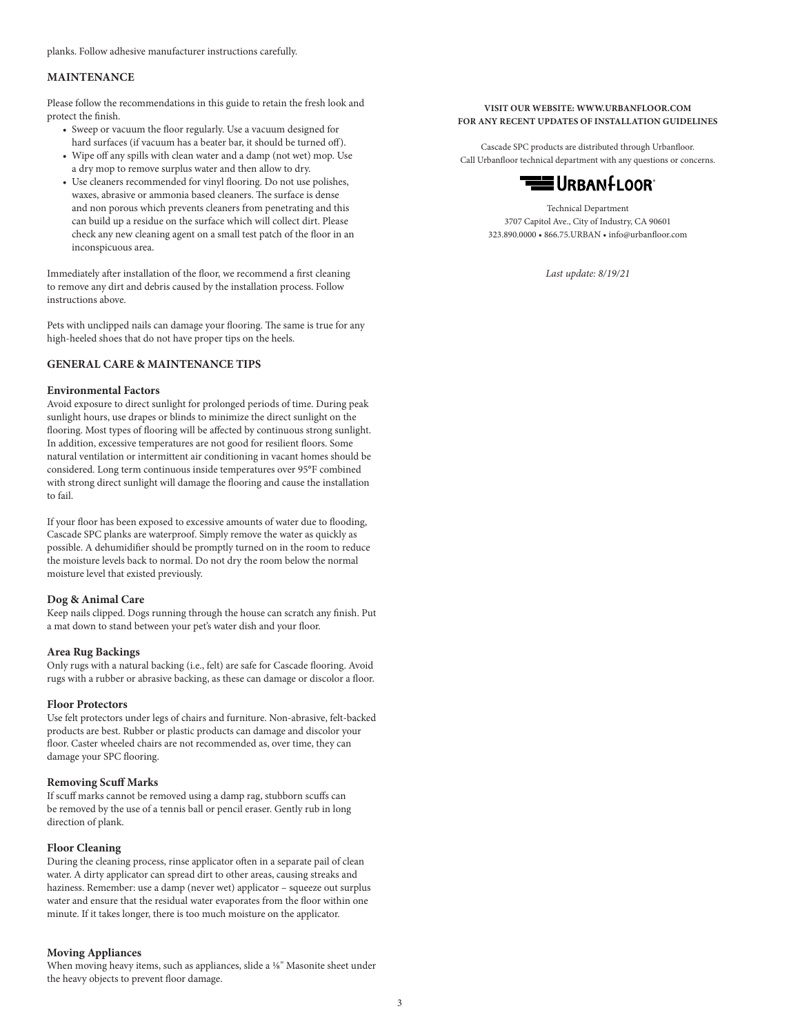planks. Follow adhesive manufacturer instructions carefully.

## MAINTENANCE

Please follow the recommendations in this guide to retain the fresh look and protect the finish.

- Sweep or vacuum the floor regularly. Use a vacuum designed for hard surfaces (if vacuum has a beater bar, it should be turned off).
- Wipe off any spills with clean water and a damp (not wet) mop. Use a dry mop to remove surplus water and then allow to dry.
- Use cleaners recommended for vinyl flooring. Do not use polishes, waxes, abrasive or ammonia based cleaners. The surface is dense and non porous which prevents cleaners from penetrating and this can build up a residue on the surface which will collect dirt. Please check any new cleaning agent on a small test patch of the floor in an inconspicuous area.

Immediately after installation of the floor, we recommend a first cleaning to remove any dirt and debris caused by the installation process. Follow instructions above.

Pets with unclipped nails can damage your flooring. The same is true for any high-heeled shoes that do not have proper tips on the heels.

## GENERAL CARE & MAINTENANCE TIPS

### Environmental Factors

Avoid exposure to direct sunlight for prolonged periods of time. During peak sunlight hours, use drapes or blinds to minimize the direct sunlight on the flooring. Most types of flooring will be affected by continuous strong sunlight. In addition, excessive temperatures are not good for resilient floors. Some natural ventilation or intermittent air conditioning in vacant homes should be considered. Long term continuous inside temperatures over 95°F combined with strong direct sunlight will damage the flooring and cause the installation to fail.

If your floor has been exposed to excessive amounts of water due to flooding, Cascade SPC planks are waterproof. Simply remove the water as quickly as possible. A dehumidifier should be promptly turned on in the room to reduce the moisture levels back to normal. Do not dry the room below the normal moisture level that existed previously.

### Dog & Animal Care

Keep nails clipped. Dogs running through the house can scratch any finish. Put a mat down to stand between your pet's water dish and your floor.

### Area Rug Backings

Only rugs with a natural backing (i.e., felt) are safe for Cascade flooring. Avoid rugs with a rubber or abrasive backing, as these can damage or discolor a floor.

### Floor Protectors

Use felt protectors under legs of chairs and furniture. Non-abrasive, felt-backed products are best. Rubber or plastic products can damage and discolor your floor. Caster wheeled chairs are not recommended as, over time, they can damage your SPC flooring.

### Removing Scuff Marks

If scuff marks cannot be removed using a damp rag, stubborn scuffs can be removed by the use of a tennis ball or pencil eraser. Gently rub in long direction of plank.

### Floor Cleaning

During the cleaning process, rinse applicator often in a separate pail of clean water. A dirty applicator can spread dirt to other areas, causing streaks and haziness. Remember: use a damp (never wet) applicator – squeeze out surplus water and ensure that the residual water evaporates from the floor within one minute. If it takes longer, there is too much moisture on the applicator.

### Moving Appliances

When moving heavy items, such as appliances, slide a ⅛" Masonite sheet under the heavy objects to prevent floor damage.

**VISIT OUR WEBSITE: WWW.URBANFLOOR.COM**
**FOR ANY RECENT UPDATES OF INSTALLATION GUIDELINES**

Cascade SPC products are distributed through Urbanfloor.
Call Urbanfloor technical department with any questions or concerns.

URBANFLOOR®

Technical Department
3707 Capitol Ave., City of Industry, CA 90601
323.890.0000 • 866.75.URBAN • info@urbanfloor.com

*Last update: 8/19/21*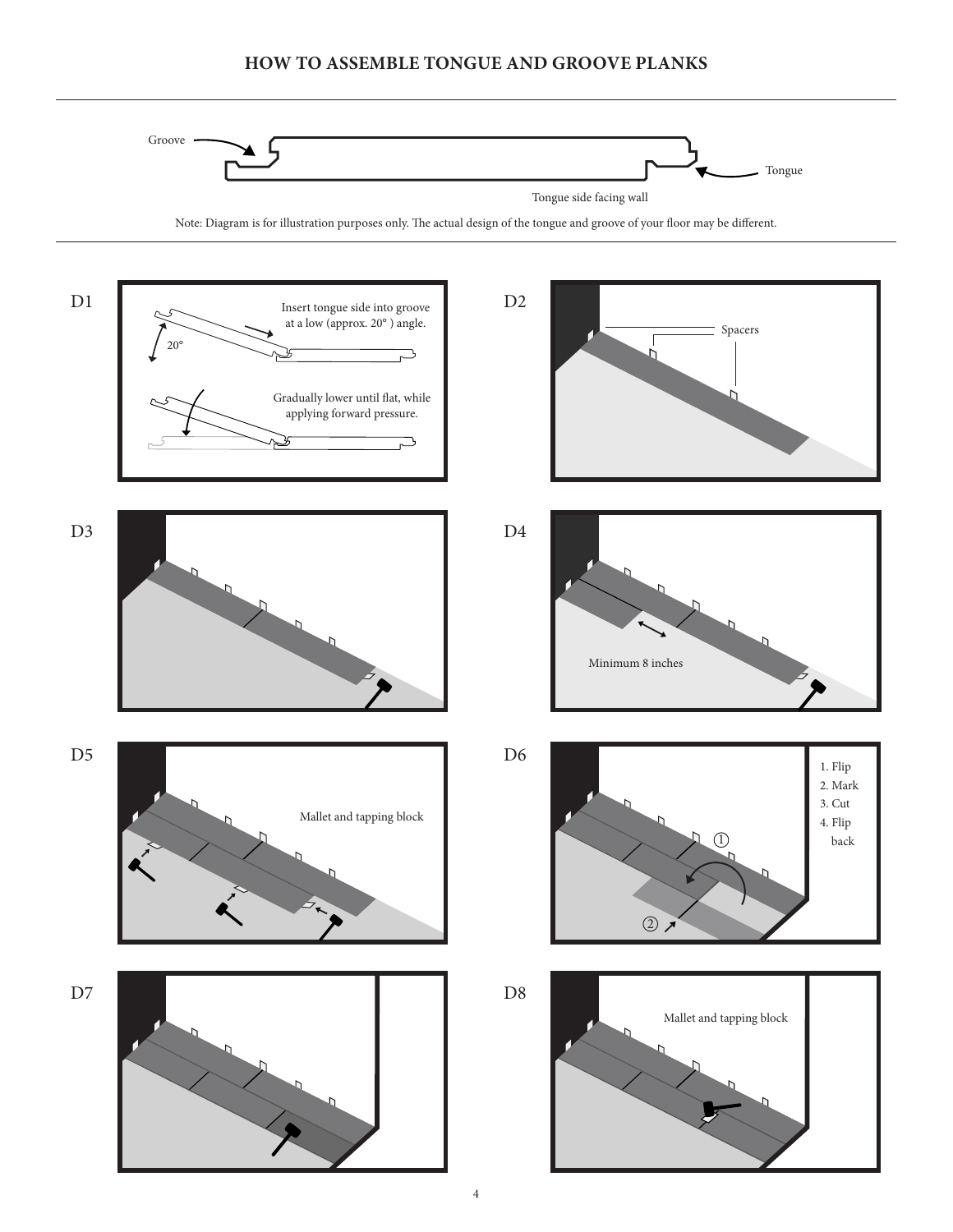# HOW TO ASSEMBLE TONGUE AND GROOVE PLANKS

Groove

Tongue

Tongue side facing wall

Note: Diagram is for illustration purposes only. The actual design of the tongue and groove of your floor may be different.

D1

Insert tongue side into groove at a low (approx. 20° ) angle.

20°

Gradually lower until flat, while applying forward pressure.

D2

Spacers

D3

D4

Minimum 8 inches

D5

Mallet and tapping block

D6

1. Flip
2. Mark
3. Cut
4. Flip back

①

②

D7

D8

Mallet and tapping block